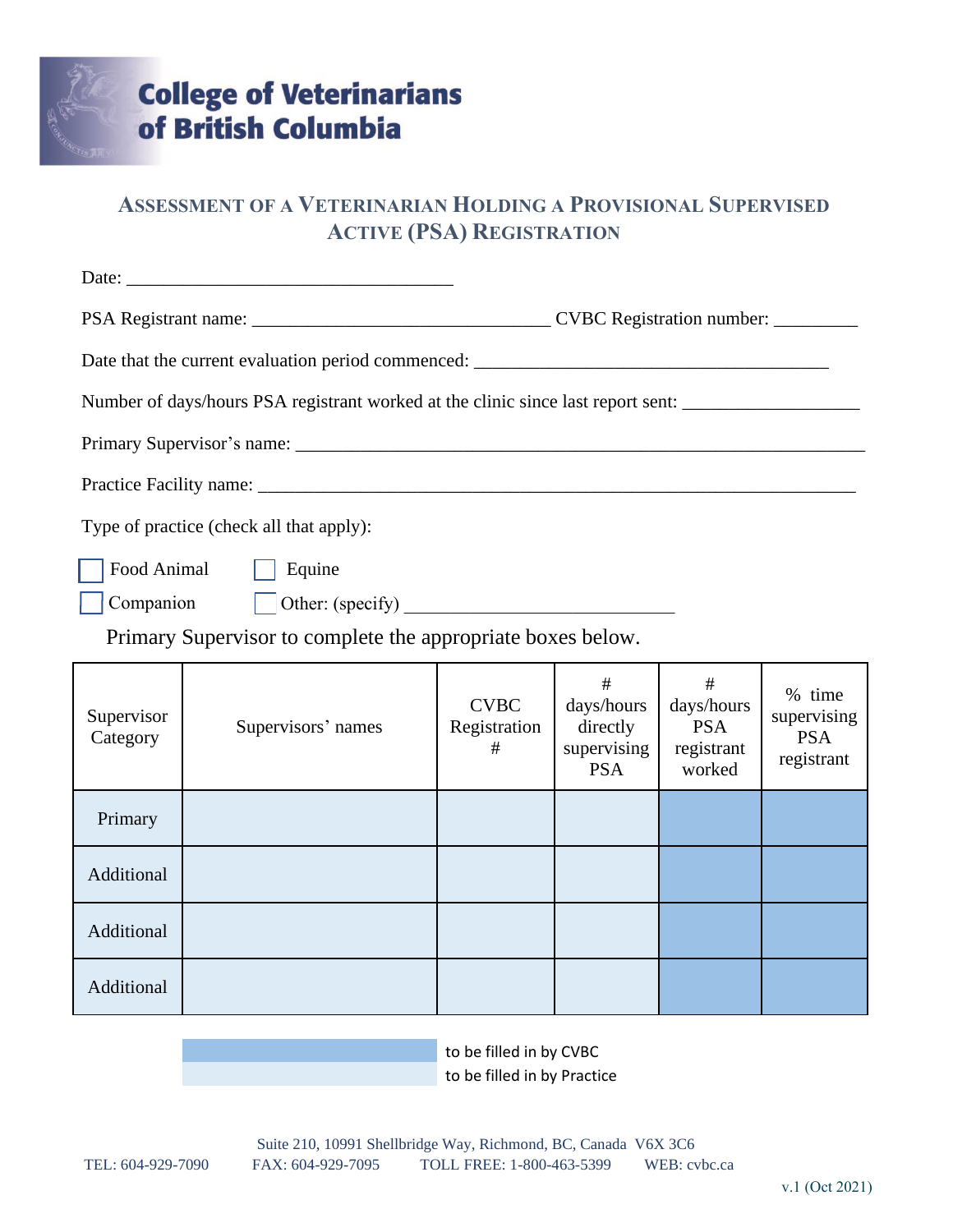# College of Veterinarians of British Columbia

## Assessment of a Veterinarian Holding a Provisional Supervised Active (PSA) Registration

Date: ___________________________________

PSA Registrant name: _______________________________ CVBC Registration number: _________

Date that the current evaluation period commenced: _____________________________________

Number of days/hours PSA registrant worked at the clinic since last report sent: __________________

Primary Supervisor's name: ______________________________________________________________

Practice Facility name: _________________________________________________________________

Type of practice (check all that apply):

- ☐ Food Animal
- ☐ Equine
- ☐ Companion
- ☐ Other: (specify) ____________________________

Primary Supervisor to complete the appropriate boxes below.

| Supervisor Category | Supervisors' names | CVBC Registration # | # days/hours directly supervising PSA | # days/hours PSA registrant worked | % time supervising PSA registrant |
|---|---|---|---|---|---|
| Primary | | | | | |
| Additional | | | | | |
| Additional | | | | | |
| Additional | | | | | |

- [dark shading] to be filled in by CVBC
- [light shading] to be filled in by Practice

Suite 210, 10991 Shellbridge Way, Richmond, BC, Canada V6X 3C6

TEL: 604-929-7090 FAX: 604-929-7095 TOLL FREE: 1-800-463-5399 WEB: cvbc.ca

v.1 (Oct 2021)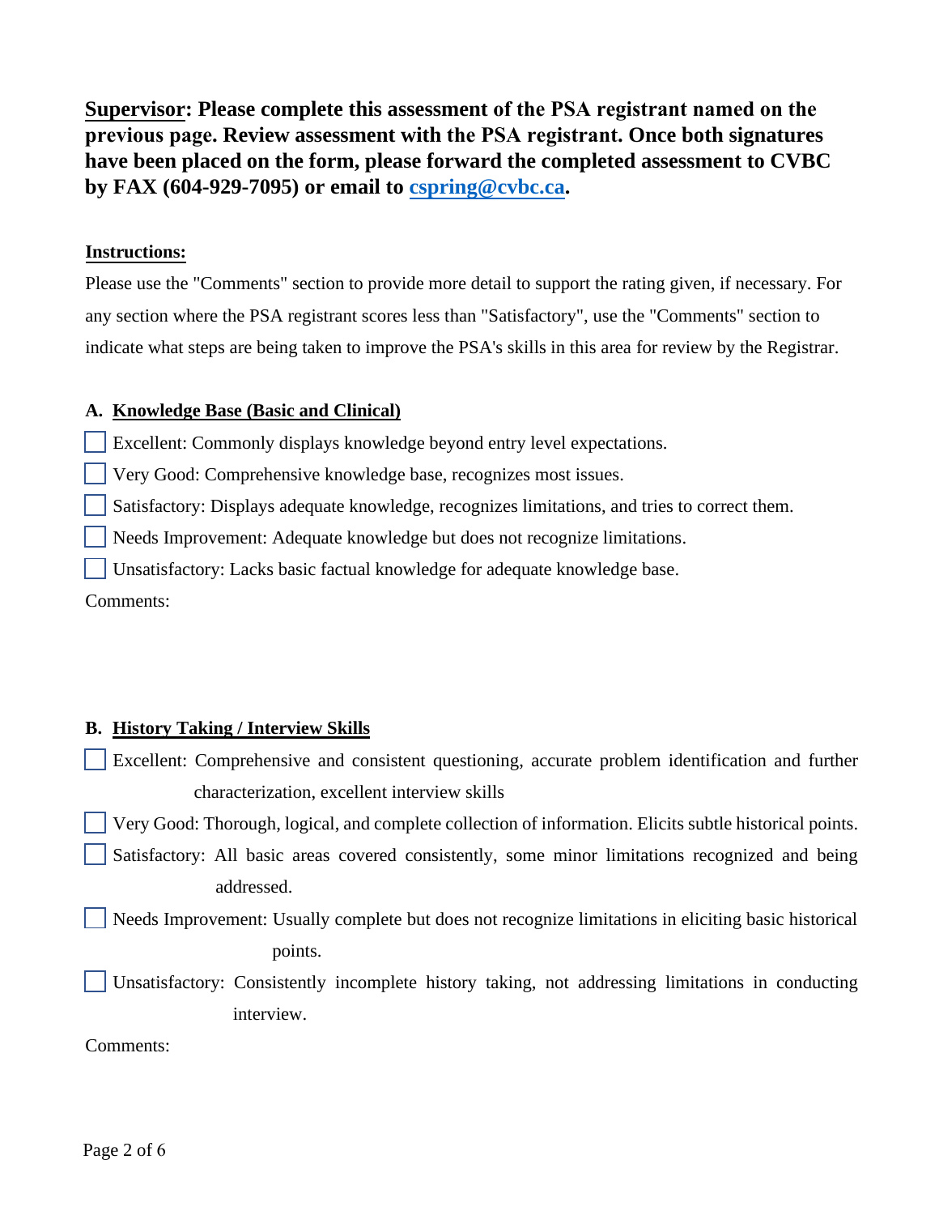**Supervisor: Please complete this assessment of the PSA registrant named on the previous page. Review assessment with the PSA registrant. Once both signatures have been placed on the form, please forward the completed assessment to CVBC by FAX (604-929-7095) or email to [cspring@cvbc.ca](mailto:cspring@cvbc.ca).**

**Instructions:**

Please use the "Comments" section to provide more detail to support the rating given, if necessary. For any section where the PSA registrant scores less than "Satisfactory", use the "Comments" section to indicate what steps are being taken to improve the PSA's skills in this area for review by the Registrar.

**A. Knowledge Base (Basic and Clinical)**

- ☐ Excellent: Commonly displays knowledge beyond entry level expectations.
- ☐ Very Good: Comprehensive knowledge base, recognizes most issues.
- ☐ Satisfactory: Displays adequate knowledge, recognizes limitations, and tries to correct them.
- ☐ Needs Improvement: Adequate knowledge but does not recognize limitations.
- ☐ Unsatisfactory: Lacks basic factual knowledge for adequate knowledge base.

Comments:

**B. History Taking / Interview Skills**

- ☐ Excellent: Comprehensive and consistent questioning, accurate problem identification and further characterization, excellent interview skills
- ☐ Very Good: Thorough, logical, and complete collection of information. Elicits subtle historical points.
- ☐ Satisfactory: All basic areas covered consistently, some minor limitations recognized and being addressed.
- ☐ Needs Improvement: Usually complete but does not recognize limitations in eliciting basic historical points.
- ☐ Unsatisfactory: Consistently incomplete history taking, not addressing limitations in conducting interview.

Comments: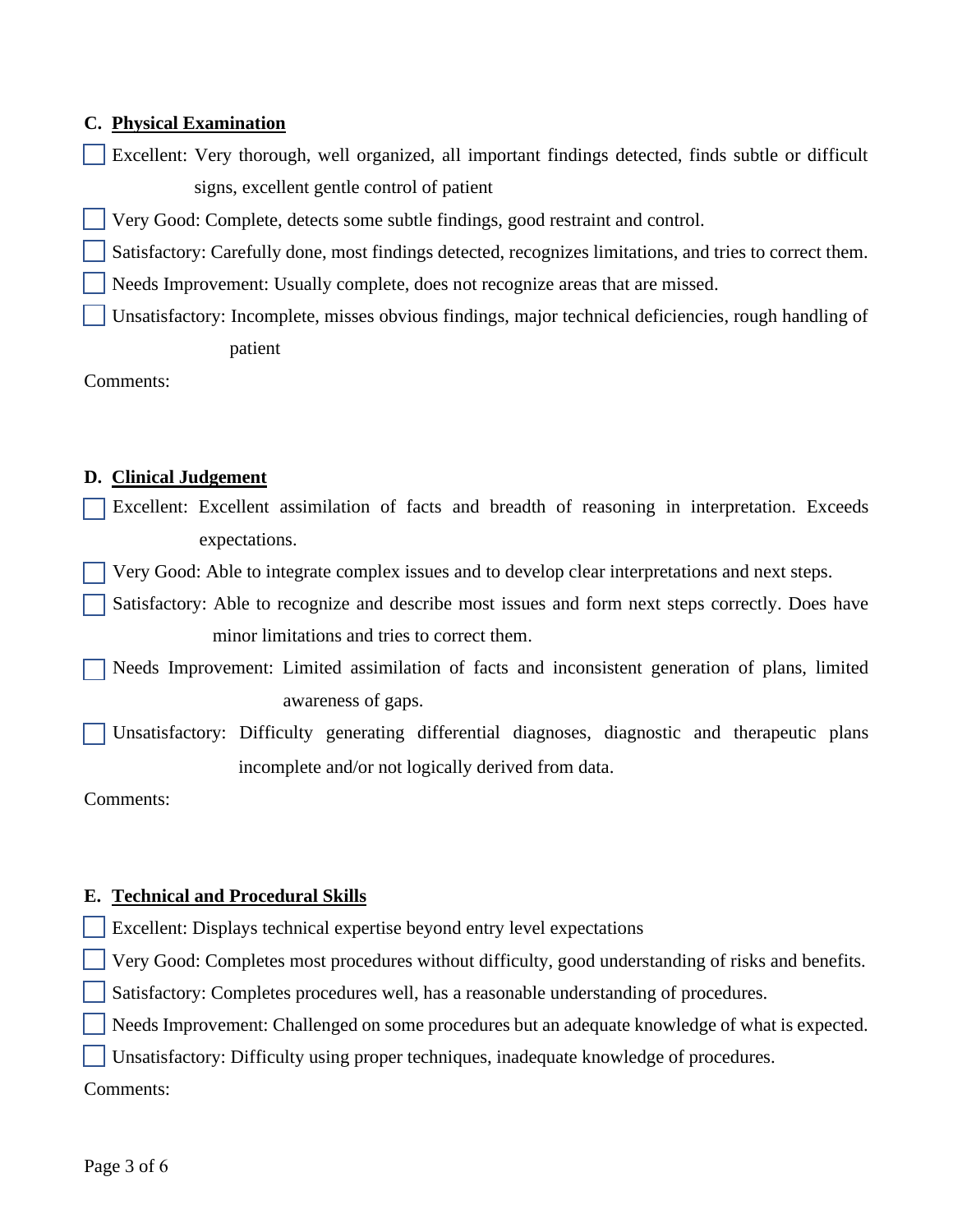**C. Physical Examination**

- [ ] Excellent: Very thorough, well organized, all important findings detected, finds subtle or difficult signs, excellent gentle control of patient
- [ ] Very Good: Complete, detects some subtle findings, good restraint and control.
- [ ] Satisfactory: Carefully done, most findings detected, recognizes limitations, and tries to correct them.
- [ ] Needs Improvement: Usually complete, does not recognize areas that are missed.
- [ ] Unsatisfactory: Incomplete, misses obvious findings, major technical deficiencies, rough handling of patient

Comments:

**D. Clinical Judgement**

- [ ] Excellent: Excellent assimilation of facts and breadth of reasoning in interpretation. Exceeds expectations.
- [ ] Very Good: Able to integrate complex issues and to develop clear interpretations and next steps.
- [ ] Satisfactory: Able to recognize and describe most issues and form next steps correctly. Does have minor limitations and tries to correct them.
- [ ] Needs Improvement: Limited assimilation of facts and inconsistent generation of plans, limited awareness of gaps.
- [ ] Unsatisfactory: Difficulty generating differential diagnoses, diagnostic and therapeutic plans incomplete and/or not logically derived from data.

Comments:

**E. Technical and Procedural Skills**

- [ ] Excellent: Displays technical expertise beyond entry level expectations
- [ ] Very Good: Completes most procedures without difficulty, good understanding of risks and benefits.
- [ ] Satisfactory: Completes procedures well, has a reasonable understanding of procedures.
- [ ] Needs Improvement: Challenged on some procedures but an adequate knowledge of what is expected.
- [ ] Unsatisfactory: Difficulty using proper techniques, inadequate knowledge of procedures.

Comments: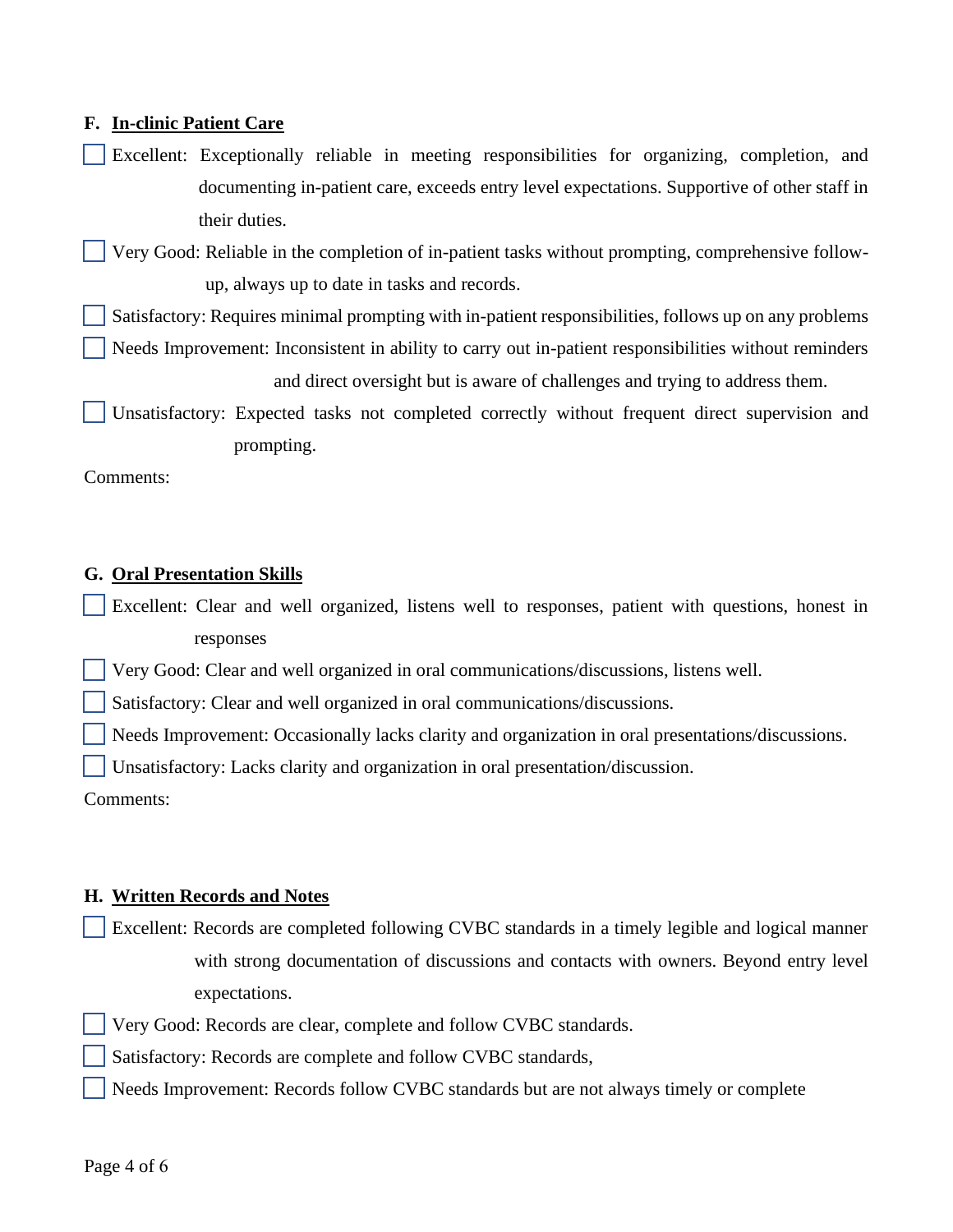**F. In-clinic Patient Care**

- [ ] Excellent: Exceptionally reliable in meeting responsibilities for organizing, completion, and documenting in-patient care, exceeds entry level expectations. Supportive of other staff in their duties.
- [ ] Very Good: Reliable in the completion of in-patient tasks without prompting, comprehensive follow-up, always up to date in tasks and records.
- [ ] Satisfactory: Requires minimal prompting with in-patient responsibilities, follows up on any problems
- [ ] Needs Improvement: Inconsistent in ability to carry out in-patient responsibilities without reminders and direct oversight but is aware of challenges and trying to address them.
- [ ] Unsatisfactory: Expected tasks not completed correctly without frequent direct supervision and prompting.

Comments:

**G. Oral Presentation Skills**

- [ ] Excellent: Clear and well organized, listens well to responses, patient with questions, honest in responses
- [ ] Very Good: Clear and well organized in oral communications/discussions, listens well.
- [ ] Satisfactory: Clear and well organized in oral communications/discussions.
- [ ] Needs Improvement: Occasionally lacks clarity and organization in oral presentations/discussions.
- [ ] Unsatisfactory: Lacks clarity and organization in oral presentation/discussion.

Comments:

**H. Written Records and Notes**

- [ ] Excellent: Records are completed following CVBC standards in a timely legible and logical manner with strong documentation of discussions and contacts with owners. Beyond entry level expectations.
- [ ] Very Good: Records are clear, complete and follow CVBC standards.
- [ ] Satisfactory: Records are complete and follow CVBC standards,
- [ ] Needs Improvement: Records follow CVBC standards but are not always timely or complete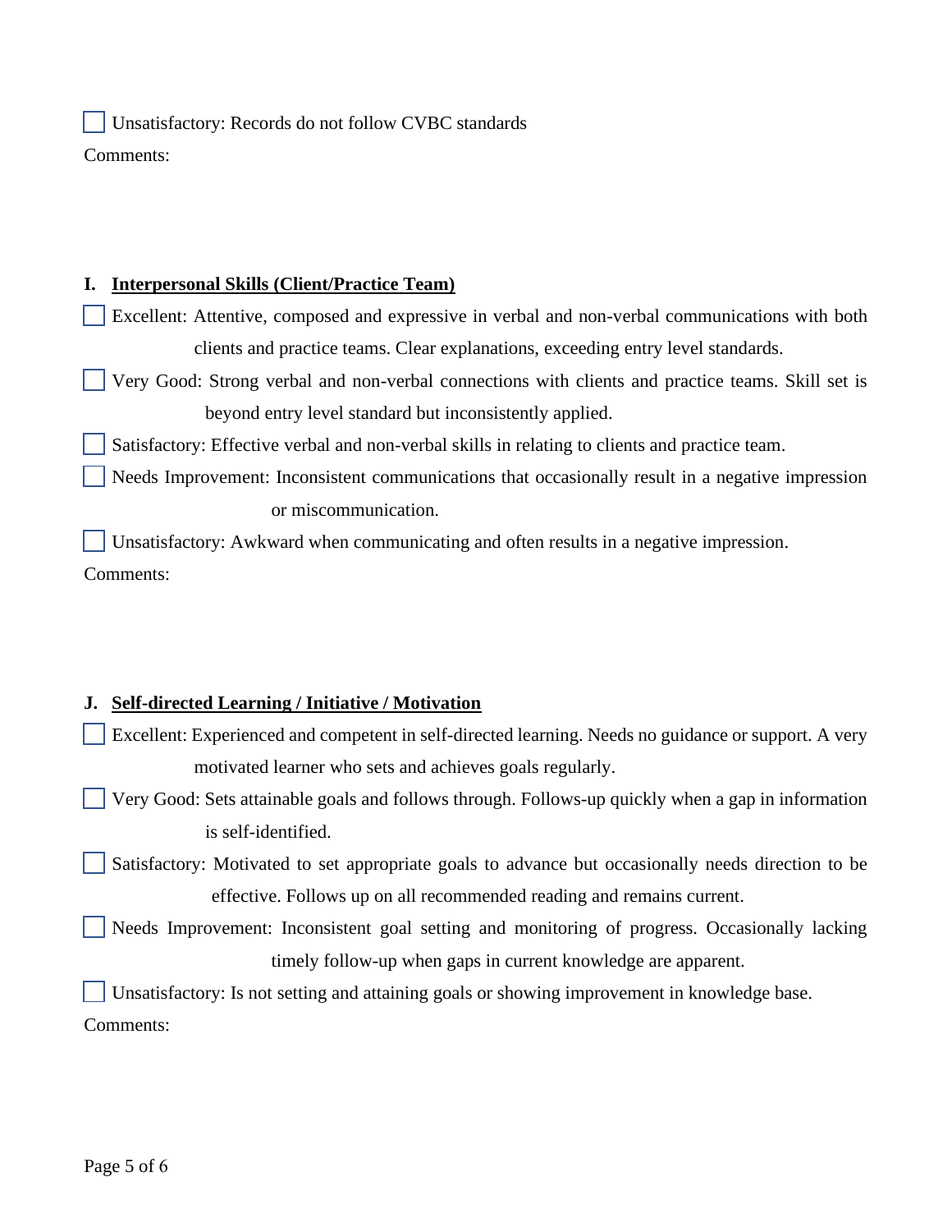- [ ] Unsatisfactory: Records do not follow CVBC standards

Comments:

### I. Interpersonal Skills (Client/Practice Team)

- [ ] Excellent: Attentive, composed and expressive in verbal and non-verbal communications with both clients and practice teams. Clear explanations, exceeding entry level standards.
- [ ] Very Good: Strong verbal and non-verbal connections with clients and practice teams. Skill set is beyond entry level standard but inconsistently applied.
- [ ] Satisfactory: Effective verbal and non-verbal skills in relating to clients and practice team.
- [ ] Needs Improvement: Inconsistent communications that occasionally result in a negative impression or miscommunication.
- [ ] Unsatisfactory: Awkward when communicating and often results in a negative impression.

Comments:

### J. Self-directed Learning / Initiative / Motivation

- [ ] Excellent: Experienced and competent in self-directed learning. Needs no guidance or support. A very motivated learner who sets and achieves goals regularly.
- [ ] Very Good: Sets attainable goals and follows through. Follows-up quickly when a gap in information is self-identified.
- [ ] Satisfactory: Motivated to set appropriate goals to advance but occasionally needs direction to be effective. Follows up on all recommended reading and remains current.
- [ ] Needs Improvement: Inconsistent goal setting and monitoring of progress. Occasionally lacking timely follow-up when gaps in current knowledge are apparent.
- [ ] Unsatisfactory: Is not setting and attaining goals or showing improvement in knowledge base.

Comments: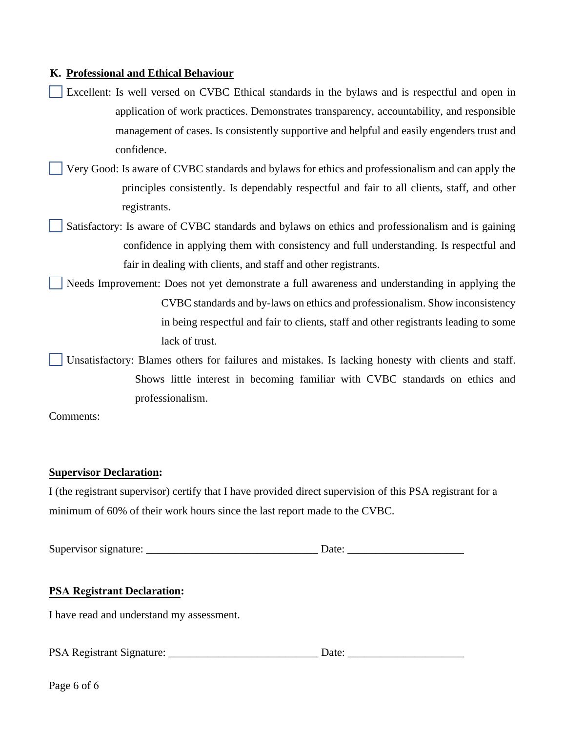### K. Professional and Ethical Behaviour

- ☐ Excellent: Is well versed on CVBC Ethical standards in the bylaws and is respectful and open in application of work practices. Demonstrates transparency, accountability, and responsible management of cases. Is consistently supportive and helpful and easily engenders trust and confidence.
- ☐ Very Good: Is aware of CVBC standards and bylaws for ethics and professionalism and can apply the principles consistently. Is dependably respectful and fair to all clients, staff, and other registrants.
- ☐ Satisfactory: Is aware of CVBC standards and bylaws on ethics and professionalism and is gaining confidence in applying them with consistency and full understanding. Is respectful and fair in dealing with clients, and staff and other registrants.
- ☐ Needs Improvement: Does not yet demonstrate a full awareness and understanding in applying the CVBC standards and by-laws on ethics and professionalism. Show inconsistency in being respectful and fair to clients, staff and other registrants leading to some lack of trust.
- ☐ Unsatisfactory: Blames others for failures and mistakes. Is lacking honesty with clients and staff. Shows little interest in becoming familiar with CVBC standards on ethics and professionalism.

Comments:

**Supervisor Declaration:**

I (the registrant supervisor) certify that I have provided direct supervision of this PSA registrant for a minimum of 60% of their work hours since the last report made to the CVBC.

Supervisor signature: _______________________________ Date: _____________________

**PSA Registrant Declaration:**

I have read and understand my assessment.

PSA Registrant Signature: ___________________________ Date: _____________________